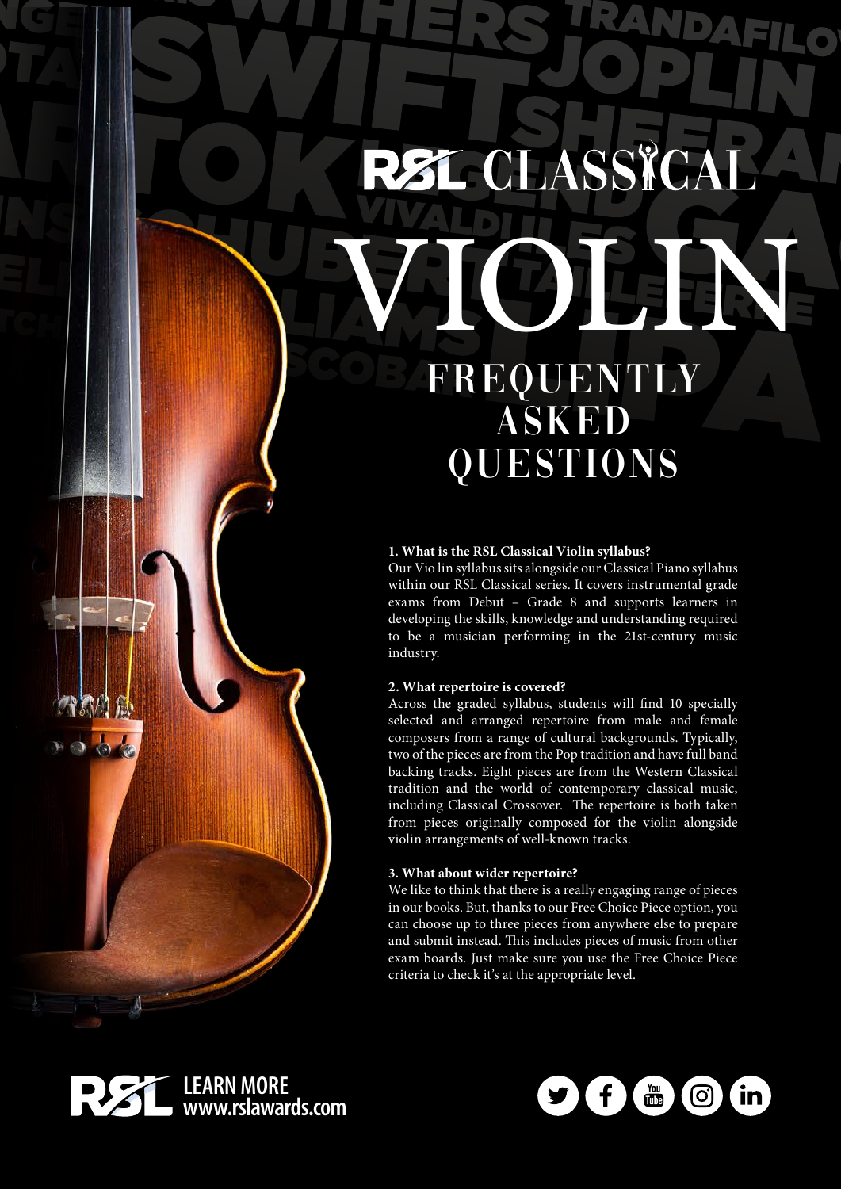# RSL CLASSICAL VIOLIN

## FREQUENTLY ASKED QUESTIONS

**1. What is the RSL Classical Violin syllabus?**

Our Vio lin syllabus sits alongside our Classical Piano syllabus within our RSL Classical series. It covers instrumental grade exams from Debut – Grade 8 and supports learners in developing the skills, knowledge and understanding required to be a musician performing in the 21st-century music industry.

**2. What repertoire is covered?**

Across the graded syllabus, students will find 10 specially selected and arranged repertoire from male and female composers from a range of cultural backgrounds. Typically, two of the pieces are from the Pop tradition and have full band backing tracks. Eight pieces are from the Western Classical tradition and the world of contemporary classical music, including Classical Crossover. The repertoire is both taken from pieces originally composed for the violin alongside violin arrangements of well-known tracks.

**3. What about wider repertoire?**

We like to think that there is a really engaging range of pieces in our books. But, thanks to our Free Choice Piece option, you can choose up to three pieces from anywhere else to prepare and submit instead. This includes pieces of music from other exam boards. Just make sure you use the Free Choice Piece criteria to check it's at the appropriate level.

RSL LEARN MORE www.rslawards.com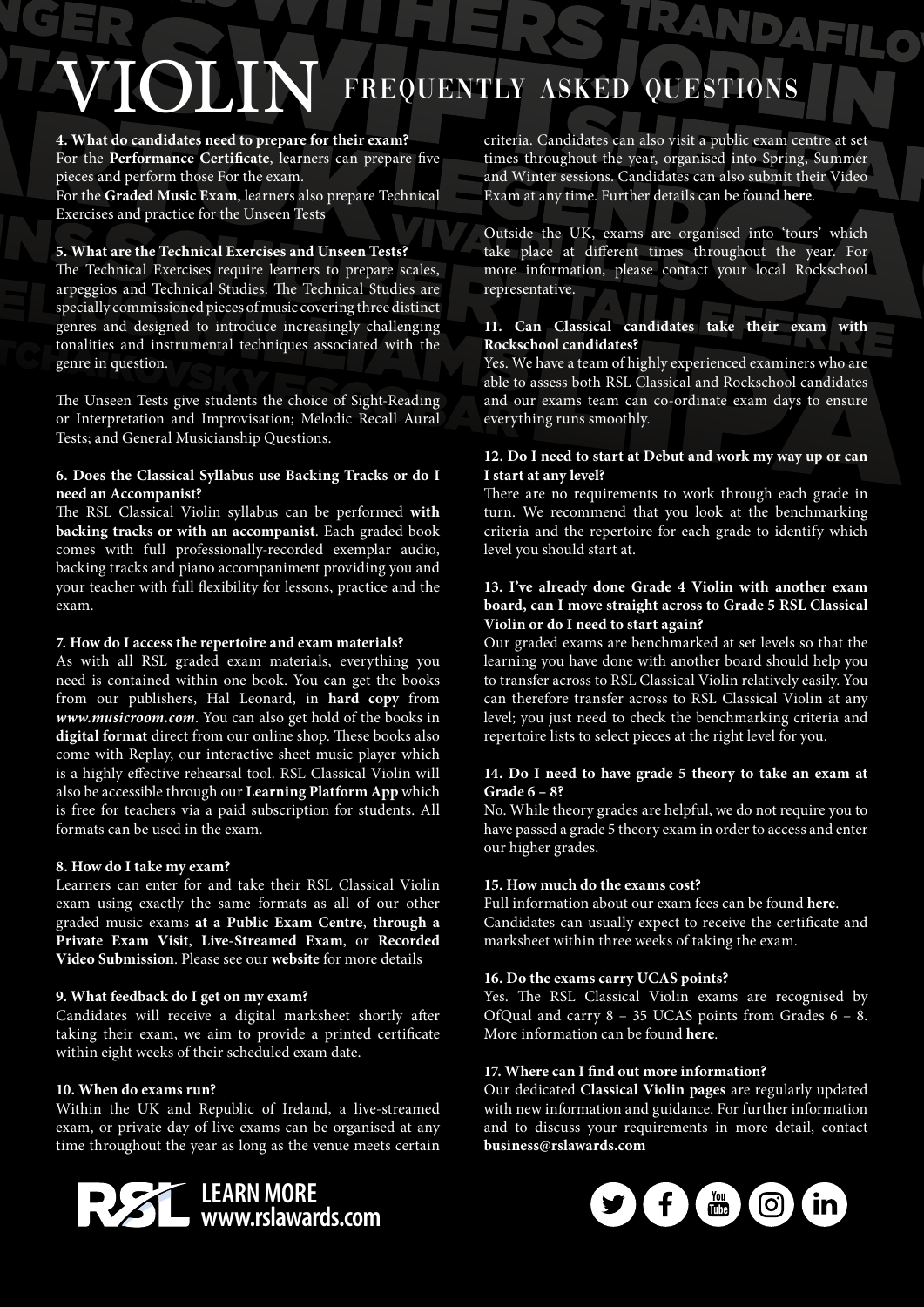# VIOLIN FREQUENTLY ASKED QUESTIONS

**4. What do candidates need to prepare for their exam?**

For the **Performance Certificate**, learners can prepare five pieces and perform those For the exam.

For the **Graded Music Exam**, learners also prepare Technical Exercises and practice for the Unseen Tests

**5. What are the Technical Exercises and Unseen Tests?**

The Technical Exercises require learners to prepare scales, arpeggios and Technical Studies. The Technical Studies are specially commissioned pieces of music covering three distinct genres and designed to introduce increasingly challenging tonalities and instrumental techniques associated with the genre in question.

The Unseen Tests give students the choice of Sight-Reading or Interpretation and Improvisation; Melodic Recall Aural Tests; and General Musicianship Questions.

**6. Does the Classical Syllabus use Backing Tracks or do I need an Accompanist?**

The RSL Classical Violin syllabus can be performed **with backing tracks or with an accompanist**. Each graded book comes with full professionally-recorded exemplar audio, backing tracks and piano accompaniment providing you and your teacher with full flexibility for lessons, practice and the exam.

**7. How do I access the repertoire and exam materials?**

As with all RSL graded exam materials, everything you need is contained within one book. You can get the books from our publishers, Hal Leonard, in **hard copy** from ***www.musicroom.com***. You can also get hold of the books in **digital format** direct from our online shop. These books also come with Replay, our interactive sheet music player which is a highly effective rehearsal tool. RSL Classical Violin will also be accessible through our **Learning Platform App** which is free for teachers via a paid subscription for students. All formats can be used in the exam.

**8. How do I take my exam?**

Learners can enter for and take their RSL Classical Violin exam using exactly the same formats as all of our other graded music exams **at a Public Exam Centre**, **through a Private Exam Visit**, **Live-Streamed Exam**, or **Recorded Video Submission**. Please see our **website** for more details

**9. What feedback do I get on my exam?**

Candidates will receive a digital marksheet shortly after taking their exam, we aim to provide a printed certificate within eight weeks of their scheduled exam date.

**10. When do exams run?**

Within the UK and Republic of Ireland, a live-streamed exam, or private day of live exams can be organised at any time throughout the year as long as the venue meets certain criteria. Candidates can also visit a public exam centre at set times throughout the year, organised into Spring, Summer and Winter sessions. Candidates can also submit their Video Exam at any time. Further details can be found **here**.

Outside the UK, exams are organised into 'tours' which take place at different times throughout the year. For more information, please contact your local Rockschool representative.

**11. Can Classical candidates take their exam with Rockschool candidates?**

Yes. We have a team of highly experienced examiners who are able to assess both RSL Classical and Rockschool candidates and our exams team can co-ordinate exam days to ensure everything runs smoothly.

**12. Do I need to start at Debut and work my way up or can I start at any level?**

There are no requirements to work through each grade in turn. We recommend that you look at the benchmarking criteria and the repertoire for each grade to identify which level you should start at.

**13. I've already done Grade 4 Violin with another exam board, can I move straight across to Grade 5 RSL Classical Violin or do I need to start again?**

Our graded exams are benchmarked at set levels so that the learning you have done with another board should help you to transfer across to RSL Classical Violin relatively easily. You can therefore transfer across to RSL Classical Violin at any level; you just need to check the benchmarking criteria and repertoire lists to select pieces at the right level for you.

**14. Do I need to have grade 5 theory to take an exam at Grade 6 – 8?**

No. While theory grades are helpful, we do not require you to have passed a grade 5 theory exam in order to access and enter our higher grades.

**15. How much do the exams cost?**

Full information about our exam fees can be found **here**.

Candidates can usually expect to receive the certificate and marksheet within three weeks of taking the exam.

**16. Do the exams carry UCAS points?**

Yes. The RSL Classical Violin exams are recognised by OfQual and carry 8 – 35 UCAS points from Grades 6 – 8. More information can be found **here**.

**17. Where can I find out more information?**

Our dedicated **Classical Violin pages** are regularly updated with new information and guidance. For further information and to discuss your requirements in more detail, contact **business@rslawards.com**

RSL LEARN MORE www.rslawards.com